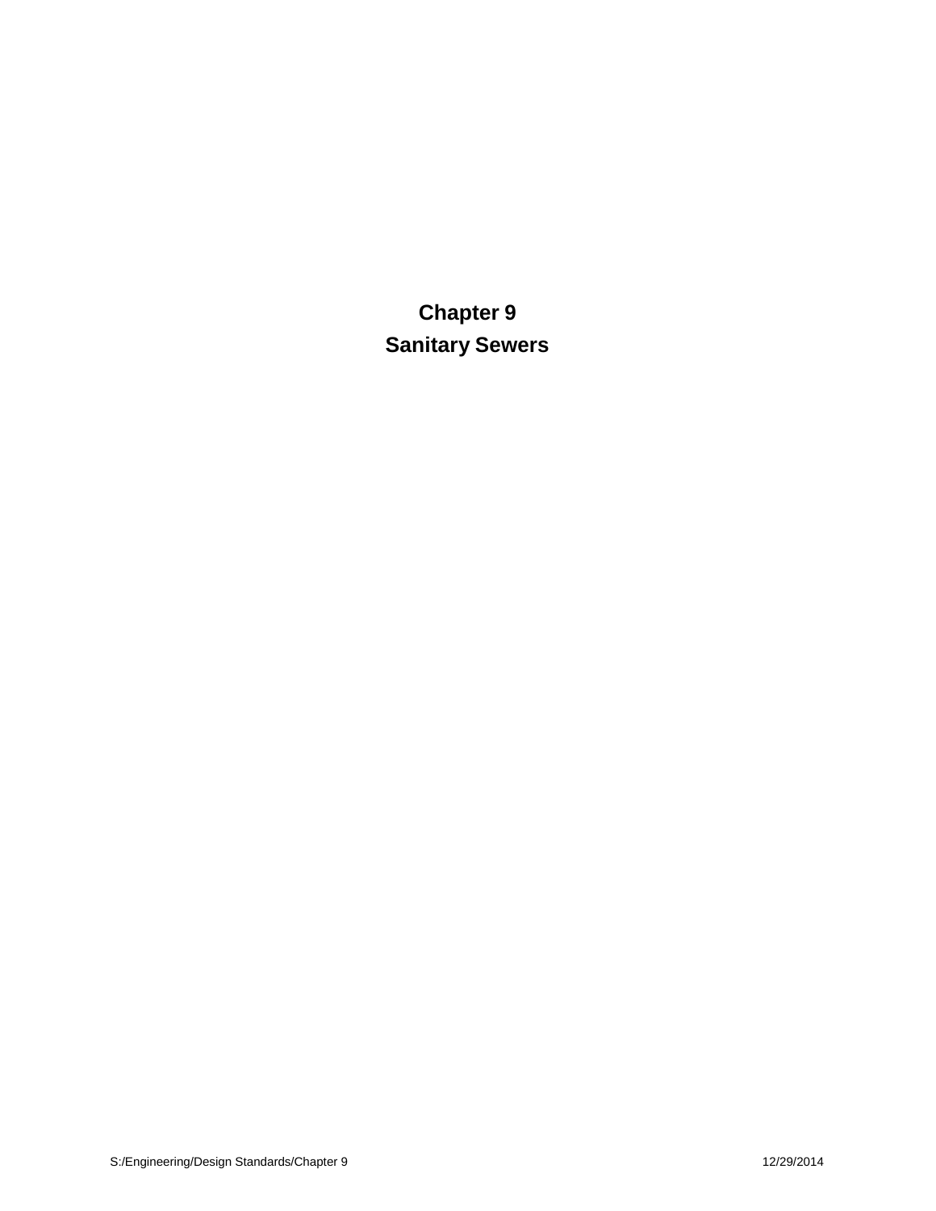# Chapter 9

# Sanitary Sewers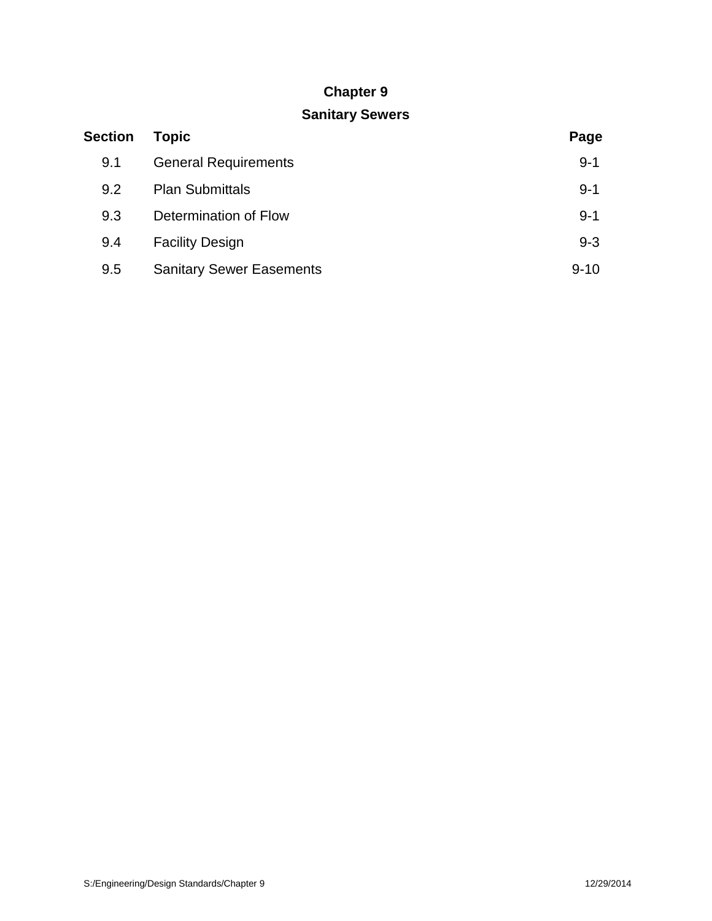# Chapter 9

## Sanitary Sewers

| Section | Topic | Page |
|---|---|---|
| 9.1 | General Requirements | 9-1 |
| 9.2 | Plan Submittals | 9-1 |
| 9.3 | Determination of Flow | 9-1 |
| 9.4 | Facility Design | 9-3 |
| 9.5 | Sanitary Sewer Easements | 9-10 |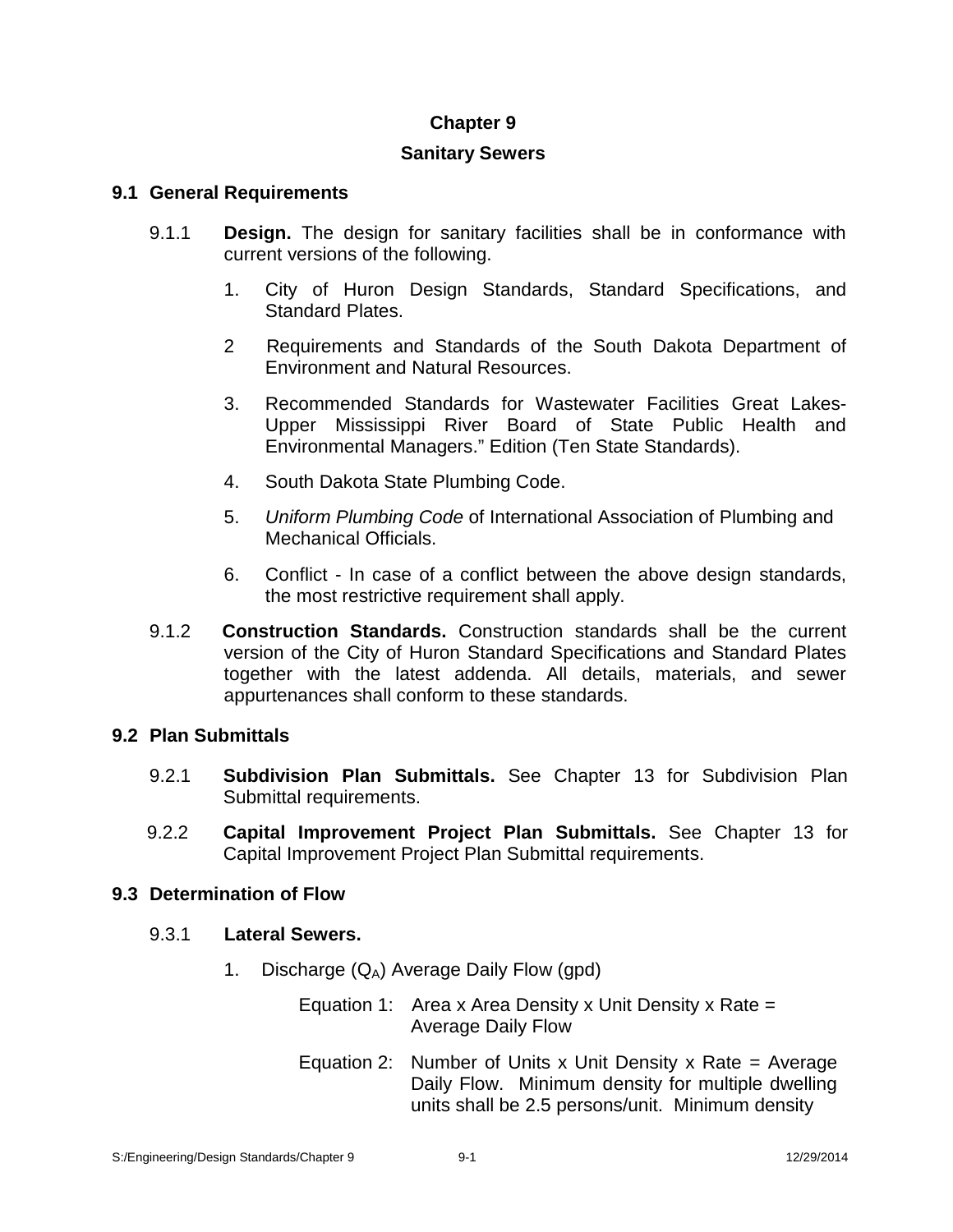# Chapter 9

# Sanitary Sewers

## 9.1 General Requirements

9.1.1 **Design.** The design for sanitary facilities shall be in conformance with current versions of the following.

1. City of Huron Design Standards, Standard Specifications, and Standard Plates.
2. Requirements and Standards of the South Dakota Department of Environment and Natural Resources.
3. Recommended Standards for Wastewater Facilities Great Lakes-Upper Mississippi River Board of State Public Health and Environmental Managers." Edition (Ten State Standards).
4. South Dakota State Plumbing Code.
5. *Uniform Plumbing Code* of International Association of Plumbing and Mechanical Officials.
6. Conflict - In case of a conflict between the above design standards, the most restrictive requirement shall apply.

9.1.2 **Construction Standards.** Construction standards shall be the current version of the City of Huron Standard Specifications and Standard Plates together with the latest addenda. All details, materials, and sewer appurtenances shall conform to these standards.

## 9.2 Plan Submittals

9.2.1 **Subdivision Plan Submittals.** See Chapter 13 for Subdivision Plan Submittal requirements.

9.2.2 **Capital Improvement Project Plan Submittals.** See Chapter 13 for Capital Improvement Project Plan Submittal requirements.

## 9.3 Determination of Flow

9.3.1 **Lateral Sewers.**

1. Discharge ($Q_A$) Average Daily Flow (gpd)

   Equation 1: Area x Area Density x Unit Density x Rate = Average Daily Flow

   Equation 2: Number of Units x Unit Density x Rate = Average Daily Flow. Minimum density for multiple dwelling units shall be 2.5 persons/unit. Minimum density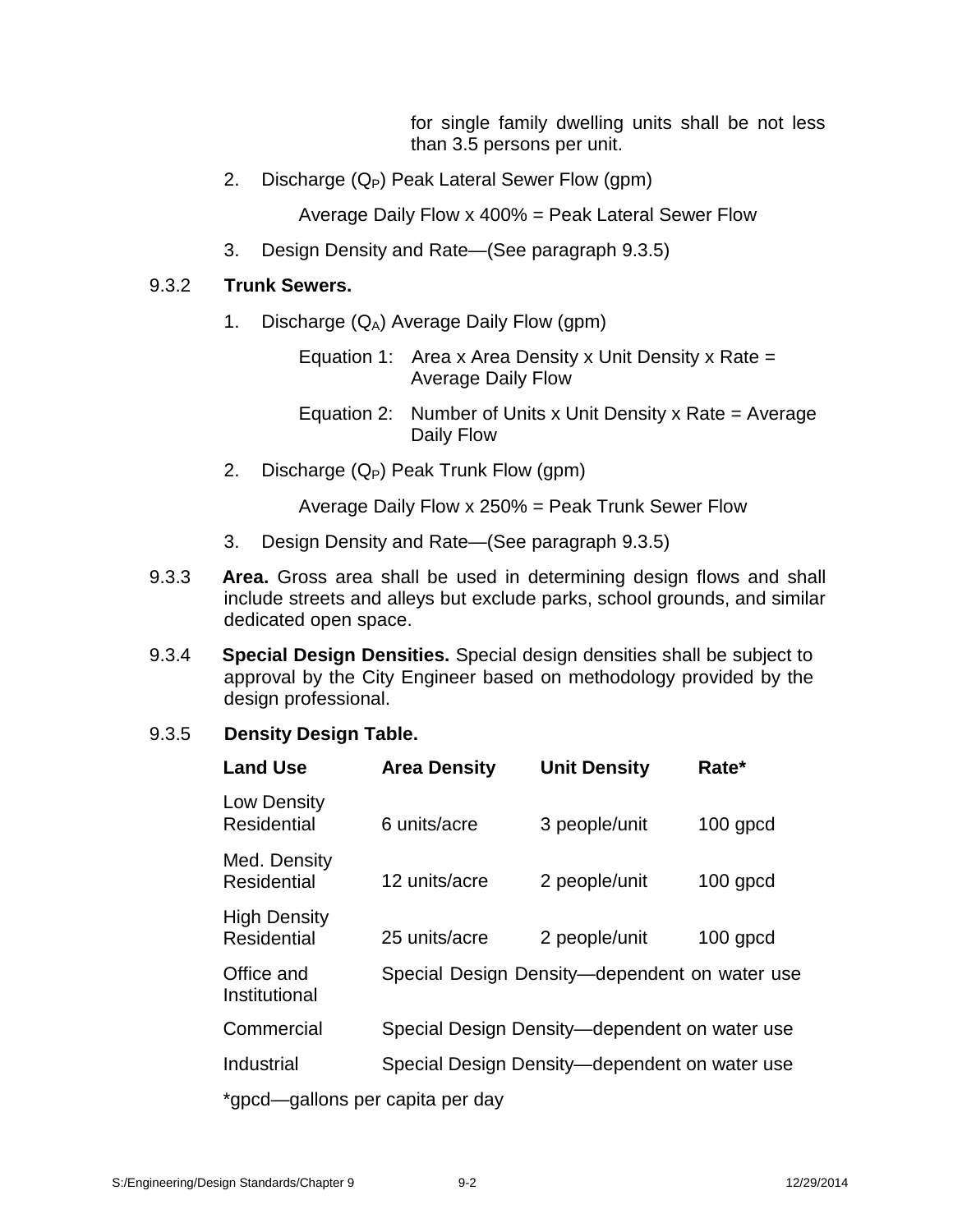for single family dwelling units shall be not less than 3.5 persons per unit.

2. Discharge ($Q_P$) Peak Lateral Sewer Flow (gpm)

   Average Daily Flow x 400% = Peak Lateral Sewer Flow

3. Design Density and Rate—(See paragraph 9.3.5)

9.3.2 **Trunk Sewers.**

1. Discharge ($Q_A$) Average Daily Flow (gpm)

   Equation 1: Area x Area Density x Unit Density x Rate = Average Daily Flow

   Equation 2: Number of Units x Unit Density x Rate = Average Daily Flow

2. Discharge ($Q_P$) Peak Trunk Flow (gpm)

   Average Daily Flow x 250% = Peak Trunk Sewer Flow

3. Design Density and Rate—(See paragraph 9.3.5)

9.3.3 **Area.** Gross area shall be used in determining design flows and shall include streets and alleys but exclude parks, school grounds, and similar dedicated open space.

9.3.4 **Special Design Densities.** Special design densities shall be subject to approval by the City Engineer based on methodology provided by the design professional.

9.3.5 **Density Design Table.**

| Land Use | Area Density | Unit Density | Rate* |
|---|---|---|---|
| Low Density Residential | 6 units/acre | 3 people/unit | 100 gpcd |
| Med. Density Residential | 12 units/acre | 2 people/unit | 100 gpcd |
| High Density Residential | 25 units/acre | 2 people/unit | 100 gpcd |
| Office and Institutional | Special Design Density—dependent on water use | | |
| Commercial | Special Design Density—dependent on water use | | |
| Industrial | Special Design Density—dependent on water use | | |

*gpcd—gallons per capita per day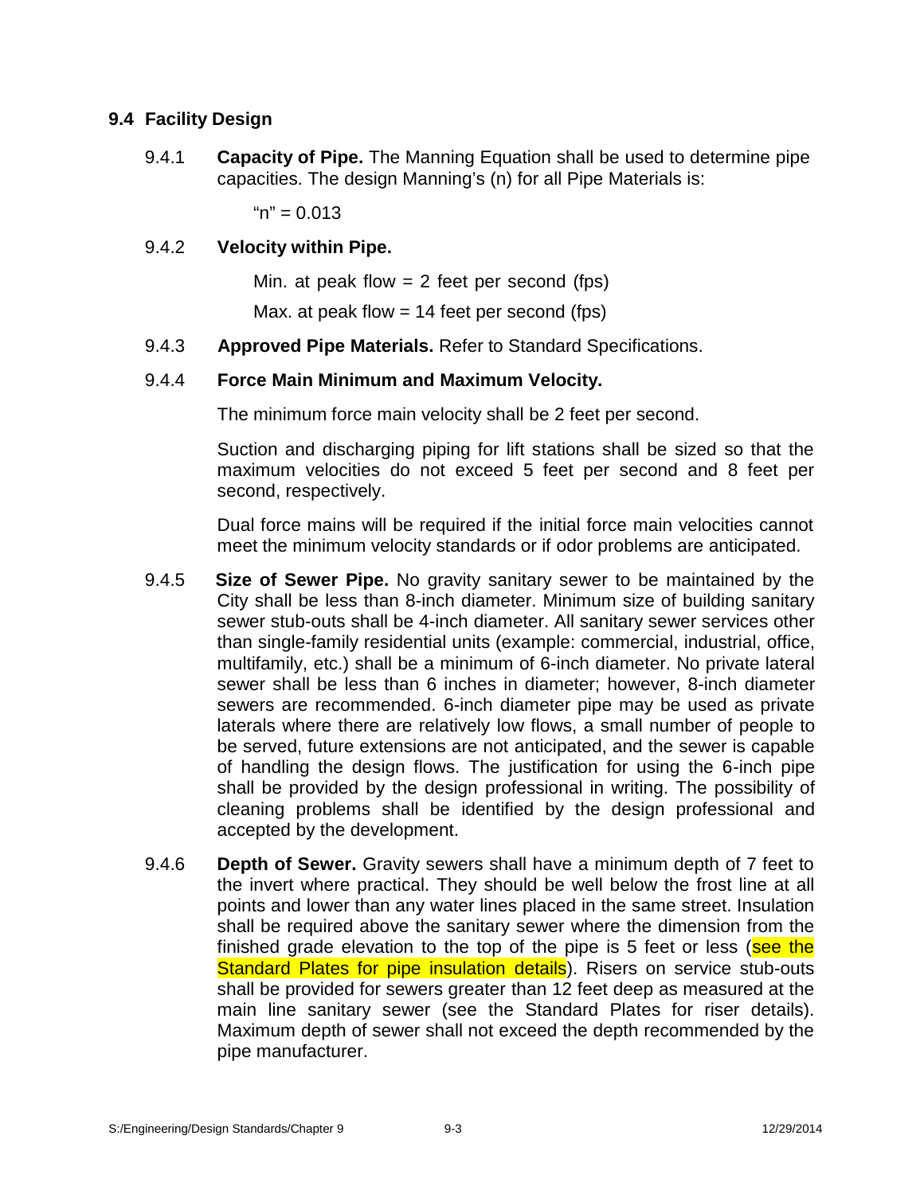## 9.4 Facility Design

9.4.1 **Capacity of Pipe.** The Manning Equation shall be used to determine pipe capacities. The design Manning's (n) for all Pipe Materials is:

"n" = 0.013

9.4.2 **Velocity within Pipe.**

Min. at peak flow = 2 feet per second (fps)

Max. at peak flow = 14 feet per second (fps)

9.4.3 **Approved Pipe Materials.** Refer to Standard Specifications.

9.4.4 **Force Main Minimum and Maximum Velocity.**

The minimum force main velocity shall be 2 feet per second.

Suction and discharging piping for lift stations shall be sized so that the maximum velocities do not exceed 5 feet per second and 8 feet per second, respectively.

Dual force mains will be required if the initial force main velocities cannot meet the minimum velocity standards or if odor problems are anticipated.

9.4.5 **Size of Sewer Pipe.** No gravity sanitary sewer to be maintained by the City shall be less than 8-inch diameter. Minimum size of building sanitary sewer stub-outs shall be 4-inch diameter. All sanitary sewer services other than single-family residential units (example: commercial, industrial, office, multifamily, etc.) shall be a minimum of 6-inch diameter. No private lateral sewer shall be less than 6 inches in diameter; however, 8-inch diameter sewers are recommended. 6-inch diameter pipe may be used as private laterals where there are relatively low flows, a small number of people to be served, future extensions are not anticipated, and the sewer is capable of handling the design flows. The justification for using the 6-inch pipe shall be provided by the design professional in writing. The possibility of cleaning problems shall be identified by the design professional and accepted by the development.

9.4.6 **Depth of Sewer.** Gravity sewers shall have a minimum depth of 7 feet to the invert where practical. They should be well below the frost line at all points and lower than any water lines placed in the same street. Insulation shall be required above the sanitary sewer where the dimension from the finished grade elevation to the top of the pipe is 5 feet or less (see the Standard Plates for pipe insulation details). Risers on service stub-outs shall be provided for sewers greater than 12 feet deep as measured at the main line sanitary sewer (see the Standard Plates for riser details). Maximum depth of sewer shall not exceed the depth recommended by the pipe manufacturer.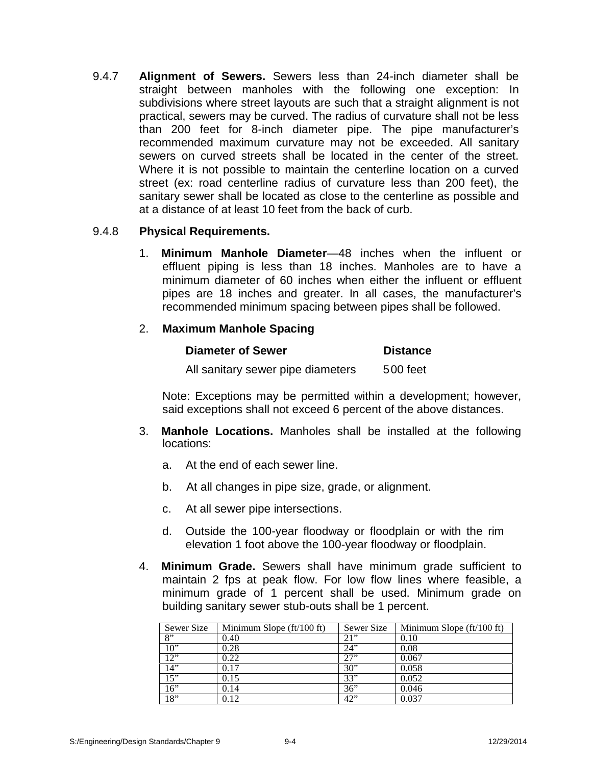9.4.7 **Alignment of Sewers.** Sewers less than 24-inch diameter shall be straight between manholes with the following one exception: In subdivisions where street layouts are such that a straight alignment is not practical, sewers may be curved. The radius of curvature shall not be less than 200 feet for 8-inch diameter pipe. The pipe manufacturer's recommended maximum curvature may not be exceeded. All sanitary sewers on curved streets shall be located in the center of the street. Where it is not possible to maintain the centerline location on a curved street (ex: road centerline radius of curvature less than 200 feet), the sanitary sewer shall be located as close to the centerline as possible and at a distance of at least 10 feet from the back of curb.

9.4.8 **Physical Requirements.**

1. **Minimum Manhole Diameter**—48 inches when the influent or effluent piping is less than 18 inches. Manholes are to have a minimum diameter of 60 inches when either the influent or effluent pipes are 18 inches and greater. In all cases, the manufacturer's recommended minimum spacing between pipes shall be followed.

2. **Maximum Manhole Spacing**

| **Diameter of Sewer** | **Distance** |
|---|---|
| All sanitary sewer pipe diameters | 500 feet |

Note: Exceptions may be permitted within a development; however, said exceptions shall not exceed 6 percent of the above distances.

3. **Manhole Locations.** Manholes shall be installed at the following locations:

   a. At the end of each sewer line.

   b. At all changes in pipe size, grade, or alignment.

   c. At all sewer pipe intersections.

   d. Outside the 100-year floodway or floodplain or with the rim elevation 1 foot above the 100-year floodway or floodplain.

4. **Minimum Grade.** Sewers shall have minimum grade sufficient to maintain 2 fps at peak flow. For low flow lines where feasible, a minimum grade of 1 percent shall be used. Minimum grade on building sanitary sewer stub-outs shall be 1 percent.

| Sewer Size | Minimum Slope (ft/100 ft) | Sewer Size | Minimum Slope (ft/100 ft) |
|---|---|---|---|
| 8" | 0.40 | 21" | 0.10 |
| 10" | 0.28 | 24" | 0.08 |
| 12" | 0.22 | 27" | 0.067 |
| 14" | 0.17 | 30" | 0.058 |
| 15" | 0.15 | 33" | 0.052 |
| 16" | 0.14 | 36" | 0.046 |
| 18" | 0.12 | 42" | 0.037 |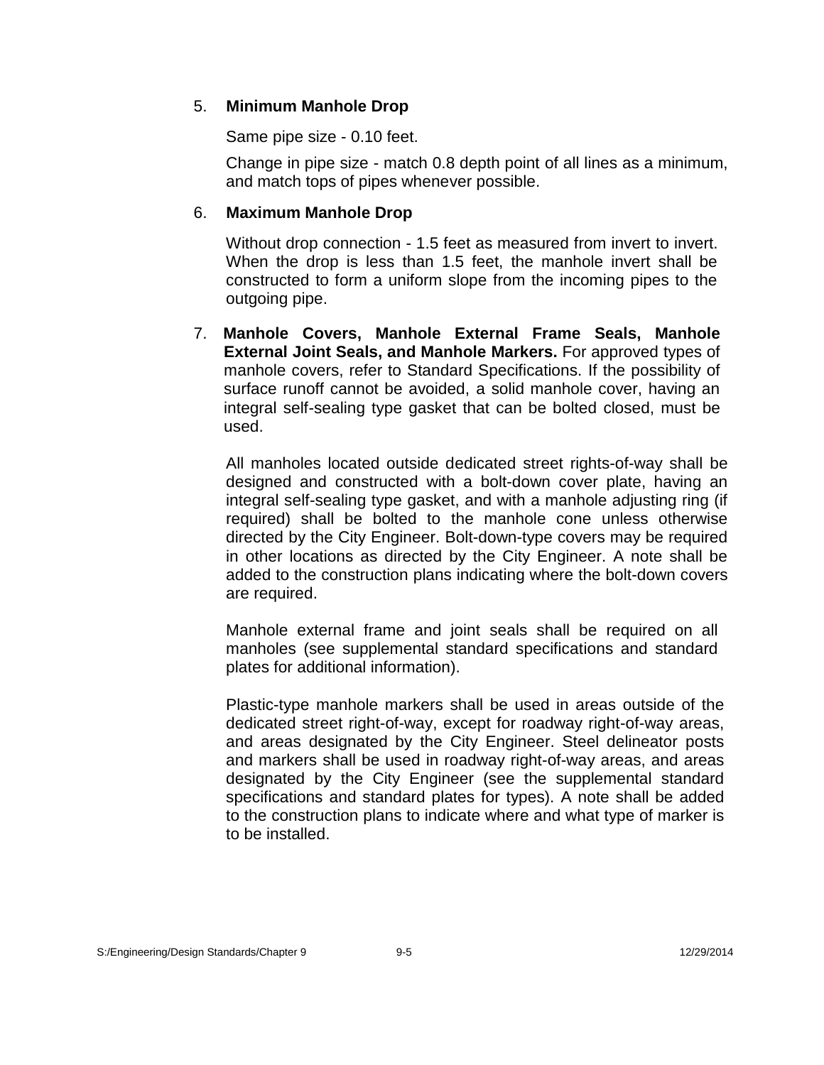5. **Minimum Manhole Drop**

   Same pipe size - 0.10 feet.

   Change in pipe size - match 0.8 depth point of all lines as a minimum, and match tops of pipes whenever possible.

6. **Maximum Manhole Drop**

   Without drop connection - 1.5 feet as measured from invert to invert. When the drop is less than 1.5 feet, the manhole invert shall be constructed to form a uniform slope from the incoming pipes to the outgoing pipe.

7. **Manhole Covers, Manhole External Frame Seals, Manhole External Joint Seals, and Manhole Markers.** For approved types of manhole covers, refer to Standard Specifications. If the possibility of surface runoff cannot be avoided, a solid manhole cover, having an integral self-sealing type gasket that can be bolted closed, must be used.

   All manholes located outside dedicated street rights-of-way shall be designed and constructed with a bolt-down cover plate, having an integral self-sealing type gasket, and with a manhole adjusting ring (if required) shall be bolted to the manhole cone unless otherwise directed by the City Engineer. Bolt-down-type covers may be required in other locations as directed by the City Engineer. A note shall be added to the construction plans indicating where the bolt-down covers are required.

   Manhole external frame and joint seals shall be required on all manholes (see supplemental standard specifications and standard plates for additional information).

   Plastic-type manhole markers shall be used in areas outside of the dedicated street right-of-way, except for roadway right-of-way areas, and areas designated by the City Engineer. Steel delineator posts and markers shall be used in roadway right-of-way areas, and areas designated by the City Engineer (see the supplemental standard specifications and standard plates for types). A note shall be added to the construction plans to indicate where and what type of marker is to be installed.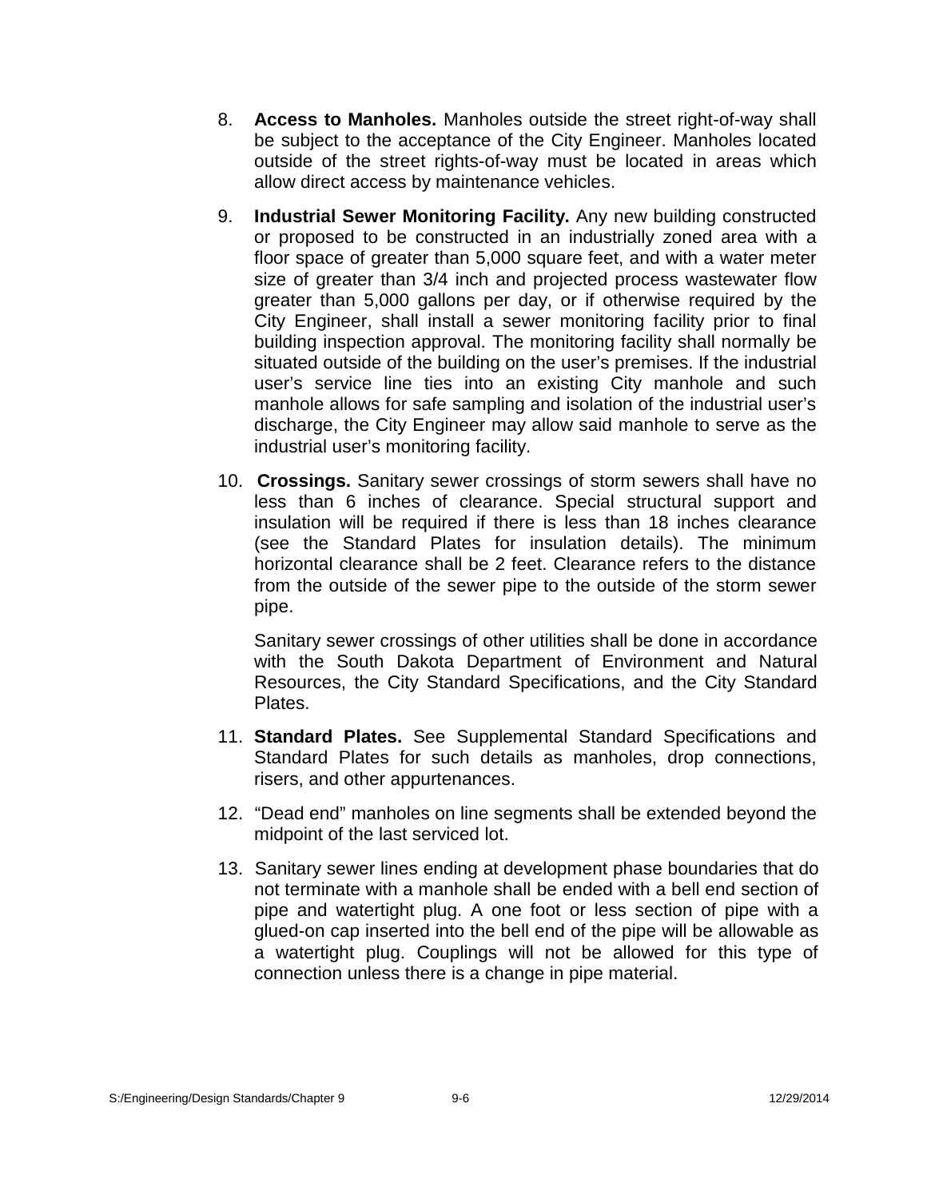8. **Access to Manholes.** Manholes outside the street right-of-way shall be subject to the acceptance of the City Engineer. Manholes located outside of the street rights-of-way must be located in areas which allow direct access by maintenance vehicles.

9. **Industrial Sewer Monitoring Facility.** Any new building constructed or proposed to be constructed in an industrially zoned area with a floor space of greater than 5,000 square feet, and with a water meter size of greater than 3/4 inch and projected process wastewater flow greater than 5,000 gallons per day, or if otherwise required by the City Engineer, shall install a sewer monitoring facility prior to final building inspection approval. The monitoring facility shall normally be situated outside of the building on the user's premises. If the industrial user's service line ties into an existing City manhole and such manhole allows for safe sampling and isolation of the industrial user's discharge, the City Engineer may allow said manhole to serve as the industrial user's monitoring facility.

10. **Crossings.** Sanitary sewer crossings of storm sewers shall have no less than 6 inches of clearance. Special structural support and insulation will be required if there is less than 18 inches clearance (see the Standard Plates for insulation details). The minimum horizontal clearance shall be 2 feet. Clearance refers to the distance from the outside of the sewer pipe to the outside of the storm sewer pipe.

    Sanitary sewer crossings of other utilities shall be done in accordance with the South Dakota Department of Environment and Natural Resources, the City Standard Specifications, and the City Standard Plates.

11. **Standard Plates.** See Supplemental Standard Specifications and Standard Plates for such details as manholes, drop connections, risers, and other appurtenances.

12. "Dead end" manholes on line segments shall be extended beyond the midpoint of the last serviced lot.

13. Sanitary sewer lines ending at development phase boundaries that do not terminate with a manhole shall be ended with a bell end section of pipe and watertight plug. A one foot or less section of pipe with a glued-on cap inserted into the bell end of the pipe will be allowable as a watertight plug. Couplings will not be allowed for this type of connection unless there is a change in pipe material.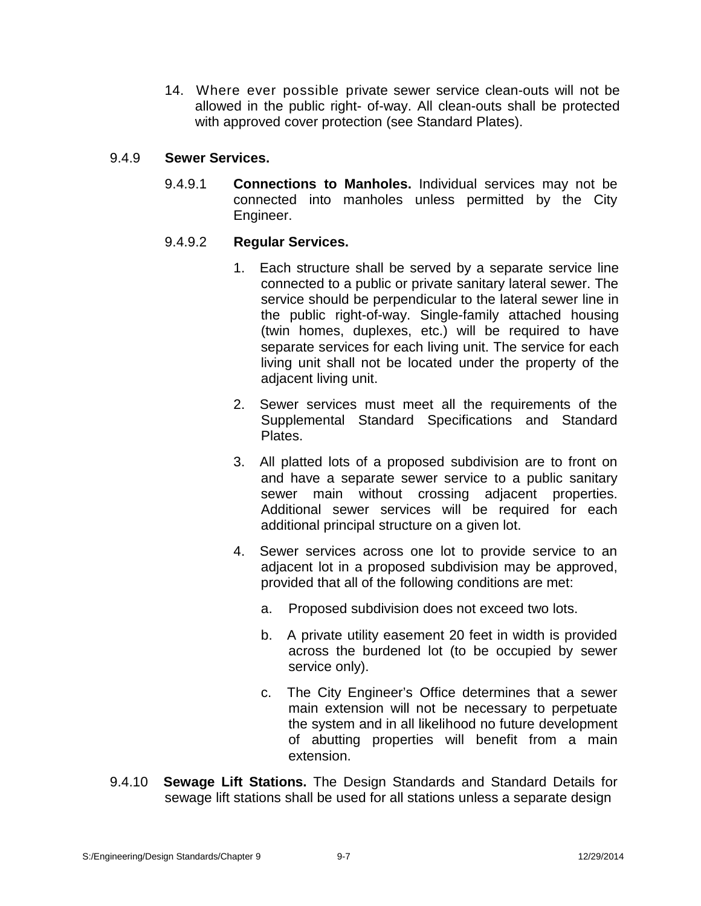14. Where ever possible private sewer service clean-outs will not be allowed in the public right- of-way. All clean-outs shall be protected with approved cover protection (see Standard Plates).

9.4.9 **Sewer Services.**

9.4.9.1 **Connections to Manholes.** Individual services may not be connected into manholes unless permitted by the City Engineer.

9.4.9.2 **Regular Services.**

1. Each structure shall be served by a separate service line connected to a public or private sanitary lateral sewer. The service should be perpendicular to the lateral sewer line in the public right-of-way. Single-family attached housing (twin homes, duplexes, etc.) will be required to have separate services for each living unit. The service for each living unit shall not be located under the property of the adjacent living unit.

2. Sewer services must meet all the requirements of the Supplemental Standard Specifications and Standard Plates.

3. All platted lots of a proposed subdivision are to front on and have a separate sewer service to a public sanitary sewer main without crossing adjacent properties. Additional sewer services will be required for each additional principal structure on a given lot.

4. Sewer services across one lot to provide service to an adjacent lot in a proposed subdivision may be approved, provided that all of the following conditions are met:

    a. Proposed subdivision does not exceed two lots.

    b. A private utility easement 20 feet in width is provided across the burdened lot (to be occupied by sewer service only).

    c. The City Engineer's Office determines that a sewer main extension will not be necessary to perpetuate the system and in all likelihood no future development of abutting properties will benefit from a main extension.

9.4.10 **Sewage Lift Stations.** The Design Standards and Standard Details for sewage lift stations shall be used for all stations unless a separate design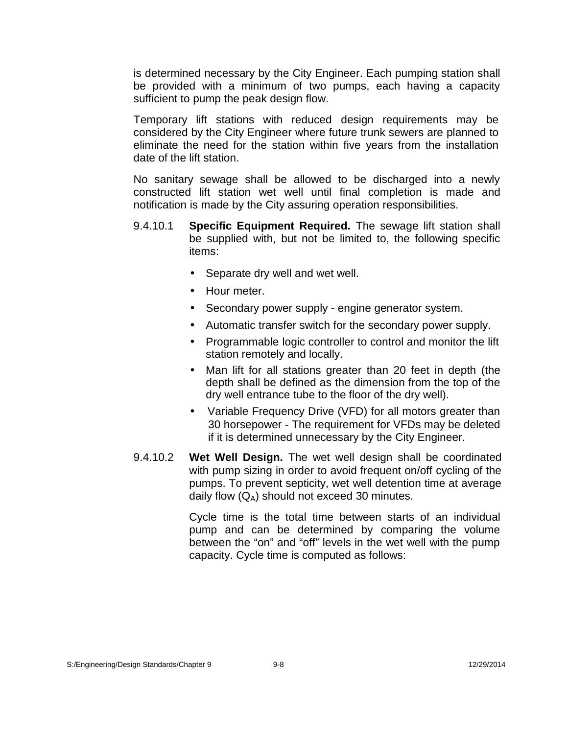is determined necessary by the City Engineer. Each pumping station shall be provided with a minimum of two pumps, each having a capacity sufficient to pump the peak design flow.

Temporary lift stations with reduced design requirements may be considered by the City Engineer where future trunk sewers are planned to eliminate the need for the station within five years from the installation date of the lift station.

No sanitary sewage shall be allowed to be discharged into a newly constructed lift station wet well until final completion is made and notification is made by the City assuring operation responsibilities.

9.4.10.1 **Specific Equipment Required.** The sewage lift station shall be supplied with, but not be limited to, the following specific items:

- Separate dry well and wet well.
- Hour meter.
- Secondary power supply - engine generator system.
- Automatic transfer switch for the secondary power supply.
- Programmable logic controller to control and monitor the lift station remotely and locally.
- Man lift for all stations greater than 20 feet in depth (the depth shall be defined as the dimension from the top of the dry well entrance tube to the floor of the dry well).
- Variable Frequency Drive (VFD) for all motors greater than 30 horsepower - The requirement for VFDs may be deleted if it is determined unnecessary by the City Engineer.

9.4.10.2 **Wet Well Design.** The wet well design shall be coordinated with pump sizing in order to avoid frequent on/off cycling of the pumps. To prevent septicity, wet well detention time at average daily flow ($Q_A$) should not exceed 30 minutes.

Cycle time is the total time between starts of an individual pump and can be determined by comparing the volume between the "on" and "off" levels in the wet well with the pump capacity. Cycle time is computed as follows: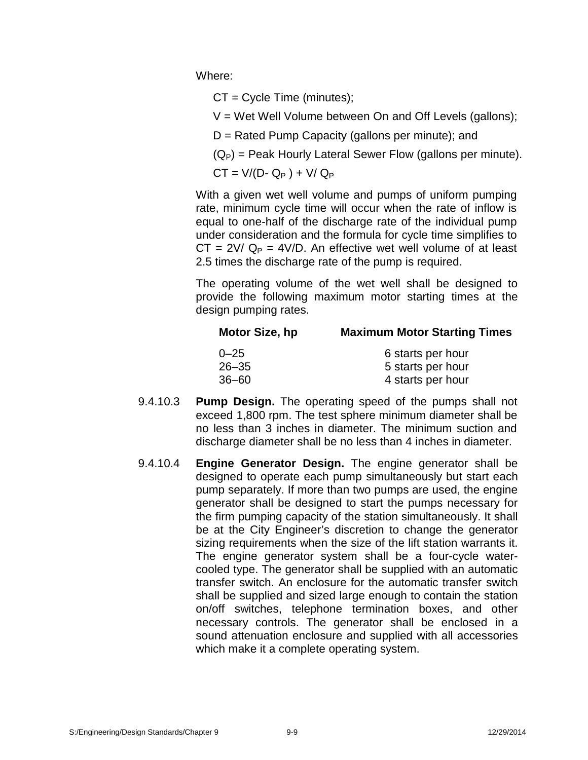Where:

CT = Cycle Time (minutes);

V = Wet Well Volume between On and Off Levels (gallons);

D = Rated Pump Capacity (gallons per minute); and

($Q_P$) = Peak Hourly Lateral Sewer Flow (gallons per minute).

$CT = V/(D - Q_P) + V/Q_P$

With a given wet well volume and pumps of uniform pumping rate, minimum cycle time will occur when the rate of inflow is equal to one-half of the discharge rate of the individual pump under consideration and the formula for cycle time simplifies to $CT = 2V/Q_P = 4V/D$. An effective wet well volume of at least 2.5 times the discharge rate of the pump is required.

The operating volume of the wet well shall be designed to provide the following maximum motor starting times at the design pumping rates.

| Motor Size, hp | Maximum Motor Starting Times |
|---|---|
| 0–25 | 6 starts per hour |
| 26–35 | 5 starts per hour |
| 36–60 | 4 starts per hour |

9.4.10.3 **Pump Design.** The operating speed of the pumps shall not exceed 1,800 rpm. The test sphere minimum diameter shall be no less than 3 inches in diameter. The minimum suction and discharge diameter shall be no less than 4 inches in diameter.

9.4.10.4 **Engine Generator Design.** The engine generator shall be designed to operate each pump simultaneously but start each pump separately. If more than two pumps are used, the engine generator shall be designed to start the pumps necessary for the firm pumping capacity of the station simultaneously. It shall be at the City Engineer's discretion to change the generator sizing requirements when the size of the lift station warrants it. The engine generator system shall be a four-cycle water-cooled type. The generator shall be supplied with an automatic transfer switch. An enclosure for the automatic transfer switch shall be supplied and sized large enough to contain the station on/off switches, telephone termination boxes, and other necessary controls. The generator shall be enclosed in a sound attenuation enclosure and supplied with all accessories which make it a complete operating system.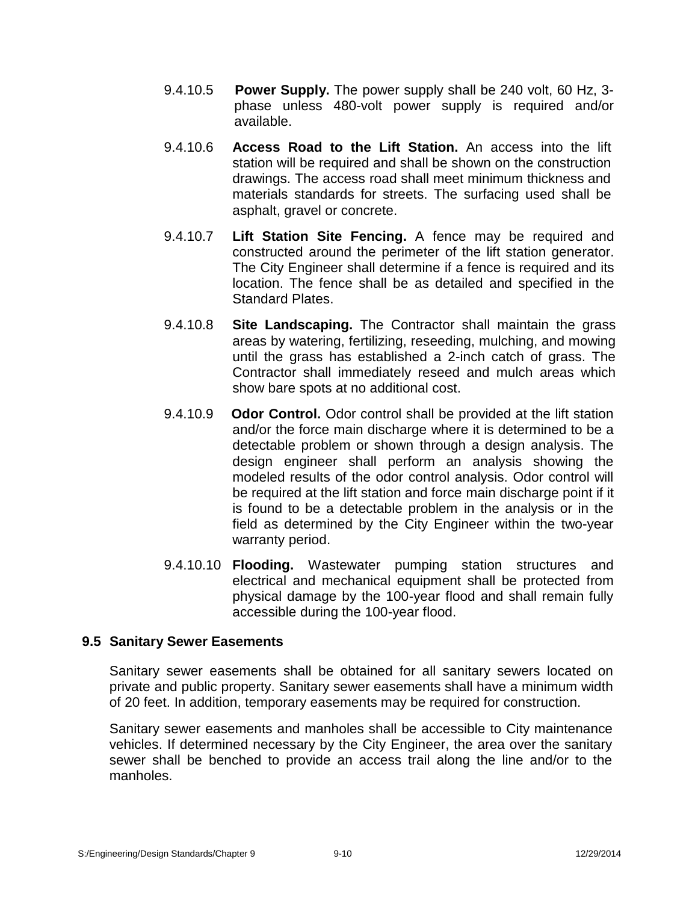9.4.10.5 **Power Supply.** The power supply shall be 240 volt, 60 Hz, 3-phase unless 480-volt power supply is required and/or available.

9.4.10.6 **Access Road to the Lift Station.** An access into the lift station will be required and shall be shown on the construction drawings. The access road shall meet minimum thickness and materials standards for streets. The surfacing used shall be asphalt, gravel or concrete.

9.4.10.7 **Lift Station Site Fencing.** A fence may be required and constructed around the perimeter of the lift station generator. The City Engineer shall determine if a fence is required and its location. The fence shall be as detailed and specified in the Standard Plates.

9.4.10.8 **Site Landscaping.** The Contractor shall maintain the grass areas by watering, fertilizing, reseeding, mulching, and mowing until the grass has established a 2-inch catch of grass. The Contractor shall immediately reseed and mulch areas which show bare spots at no additional cost.

9.4.10.9 **Odor Control.** Odor control shall be provided at the lift station and/or the force main discharge where it is determined to be a detectable problem or shown through a design analysis. The design engineer shall perform an analysis showing the modeled results of the odor control analysis. Odor control will be required at the lift station and force main discharge point if it is found to be a detectable problem in the analysis or in the field as determined by the City Engineer within the two-year warranty period.

9.4.10.10 **Flooding.** Wastewater pumping station structures and electrical and mechanical equipment shall be protected from physical damage by the 100-year flood and shall remain fully accessible during the 100-year flood.

## 9.5 Sanitary Sewer Easements

Sanitary sewer easements shall be obtained for all sanitary sewers located on private and public property. Sanitary sewer easements shall have a minimum width of 20 feet. In addition, temporary easements may be required for construction.

Sanitary sewer easements and manholes shall be accessible to City maintenance vehicles. If determined necessary by the City Engineer, the area over the sanitary sewer shall be benched to provide an access trail along the line and/or to the manholes.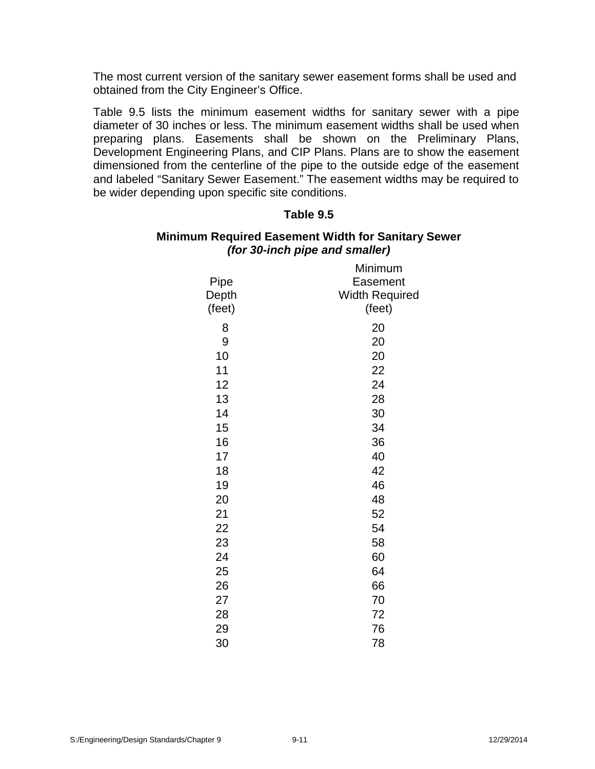The most current version of the sanitary sewer easement forms shall be used and obtained from the City Engineer's Office.

Table 9.5 lists the minimum easement widths for sanitary sewer with a pipe diameter of 30 inches or less. The minimum easement widths shall be used when preparing plans. Easements shall be shown on the Preliminary Plans, Development Engineering Plans, and CIP Plans. Plans are to show the easement dimensioned from the centerline of the pipe to the outside edge of the easement and labeled "Sanitary Sewer Easement." The easement widths may be required to be wider depending upon specific site conditions.

**Table 9.5**

**Minimum Required Easement Width for Sanitary Sewer**
***(for 30-inch pipe and smaller)***

| Pipe Depth (feet) | Minimum Easement Width Required (feet) |
|---|---|
| 8 | 20 |
| 9 | 20 |
| 10 | 20 |
| 11 | 22 |
| 12 | 24 |
| 13 | 28 |
| 14 | 30 |
| 15 | 34 |
| 16 | 36 |
| 17 | 40 |
| 18 | 42 |
| 19 | 46 |
| 20 | 48 |
| 21 | 52 |
| 22 | 54 |
| 23 | 58 |
| 24 | 60 |
| 25 | 64 |
| 26 | 66 |
| 27 | 70 |
| 28 | 72 |
| 29 | 76 |
| 30 | 78 |